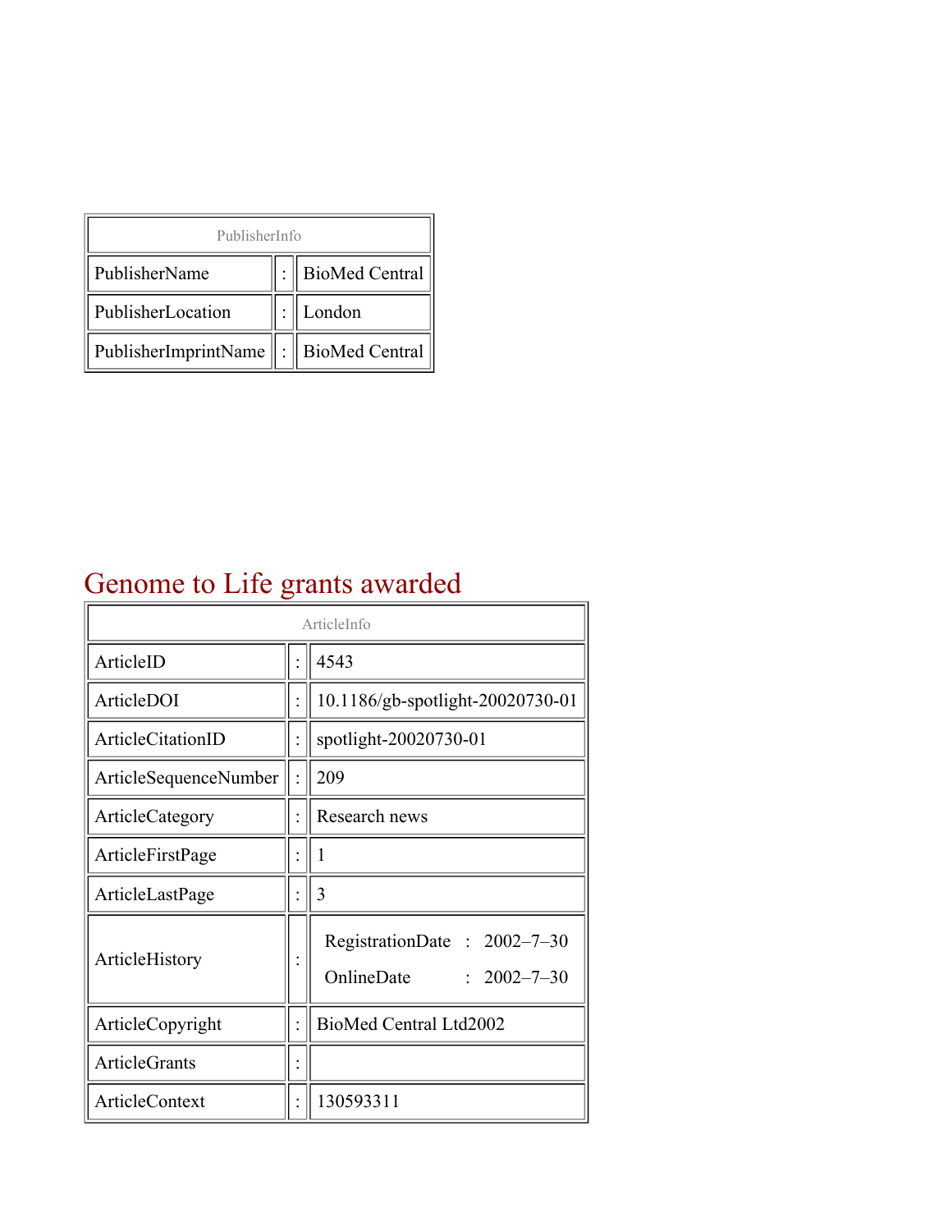| PublisherInfo | | |
|---|---|---|
| PublisherName | : | BioMed Central |
| PublisherLocation | : | London |
| PublisherImprintName | : | BioMed Central |

# Genome to Life grants awarded

| ArticleInfo | | |
|---|---|---|
| ArticleID | : | 4543 |
| ArticleDOI | : | 10.1186/gb-spotlight-20020730-01 |
| ArticleCitationID | : | spotlight-20020730-01 |
| ArticleSequenceNumber | : | 209 |
| ArticleCategory | : | Research news |
| ArticleFirstPage | : | 1 |
| ArticleLastPage | : | 3 |
| ArticleHistory | : | RegistrationDate : 2002–7–30<br>OnlineDate : 2002–7–30 |
| ArticleCopyright | : | BioMed Central Ltd2002 |
| ArticleGrants | : | |
| ArticleContext | : | 130593311 |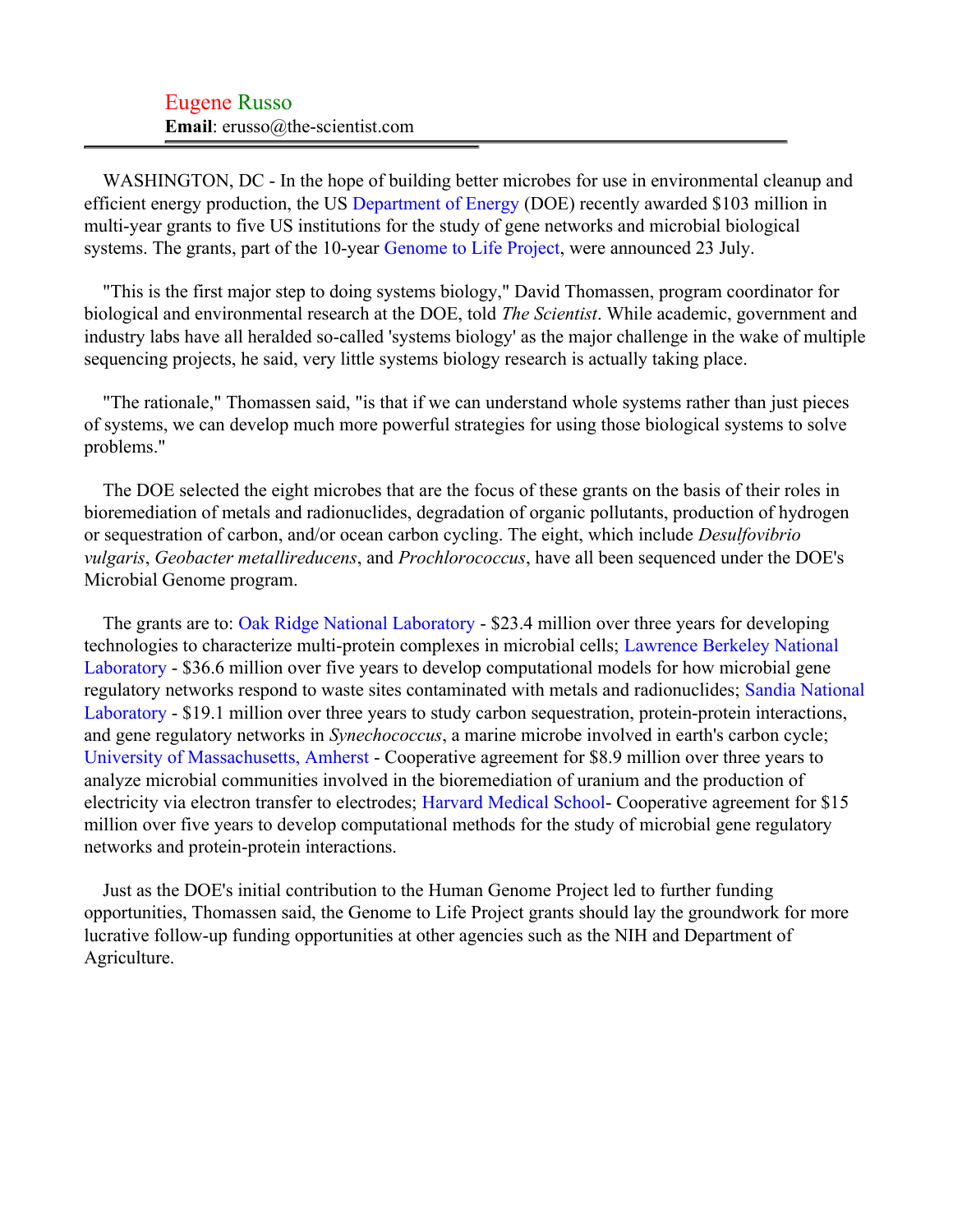Eugene Russo
**Email**: erusso@the-scientist.com

---

WASHINGTON, DC - In the hope of building better microbes for use in environmental cleanup and efficient energy production, the US Department of Energy (DOE) recently awarded $103 million in multi-year grants to five US institutions for the study of gene networks and microbial biological systems. The grants, part of the 10-year Genome to Life Project, were announced 23 July.

"This is the first major step to doing systems biology," David Thomassen, program coordinator for biological and environmental research at the DOE, told *The Scientist*. While academic, government and industry labs have all heralded so-called 'systems biology' as the major challenge in the wake of multiple sequencing projects, he said, very little systems biology research is actually taking place.

"The rationale," Thomassen said, "is that if we can understand whole systems rather than just pieces of systems, we can develop much more powerful strategies for using those biological systems to solve problems."

The DOE selected the eight microbes that are the focus of these grants on the basis of their roles in bioremediation of metals and radionuclides, degradation of organic pollutants, production of hydrogen or sequestration of carbon, and/or ocean carbon cycling. The eight, which include *Desulfovibrio vulgaris*, *Geobacter metallireducens*, and *Prochlorococcus*, have all been sequenced under the DOE's Microbial Genome program.

The grants are to: Oak Ridge National Laboratory - $23.4 million over three years for developing technologies to characterize multi-protein complexes in microbial cells; Lawrence Berkeley National Laboratory - $36.6 million over five years to develop computational models for how microbial gene regulatory networks respond to waste sites contaminated with metals and radionuclides; Sandia National Laboratory - $19.1 million over three years to study carbon sequestration, protein-protein interactions, and gene regulatory networks in *Synechococcus*, a marine microbe involved in earth's carbon cycle; University of Massachusetts, Amherst - Cooperative agreement for $8.9 million over three years to analyze microbial communities involved in the bioremediation of uranium and the production of electricity via electron transfer to electrodes; Harvard Medical School- Cooperative agreement for $15 million over five years to develop computational methods for the study of microbial gene regulatory networks and protein-protein interactions.

Just as the DOE's initial contribution to the Human Genome Project led to further funding opportunities, Thomassen said, the Genome to Life Project grants should lay the groundwork for more lucrative follow-up funding opportunities at other agencies such as the NIH and Department of Agriculture.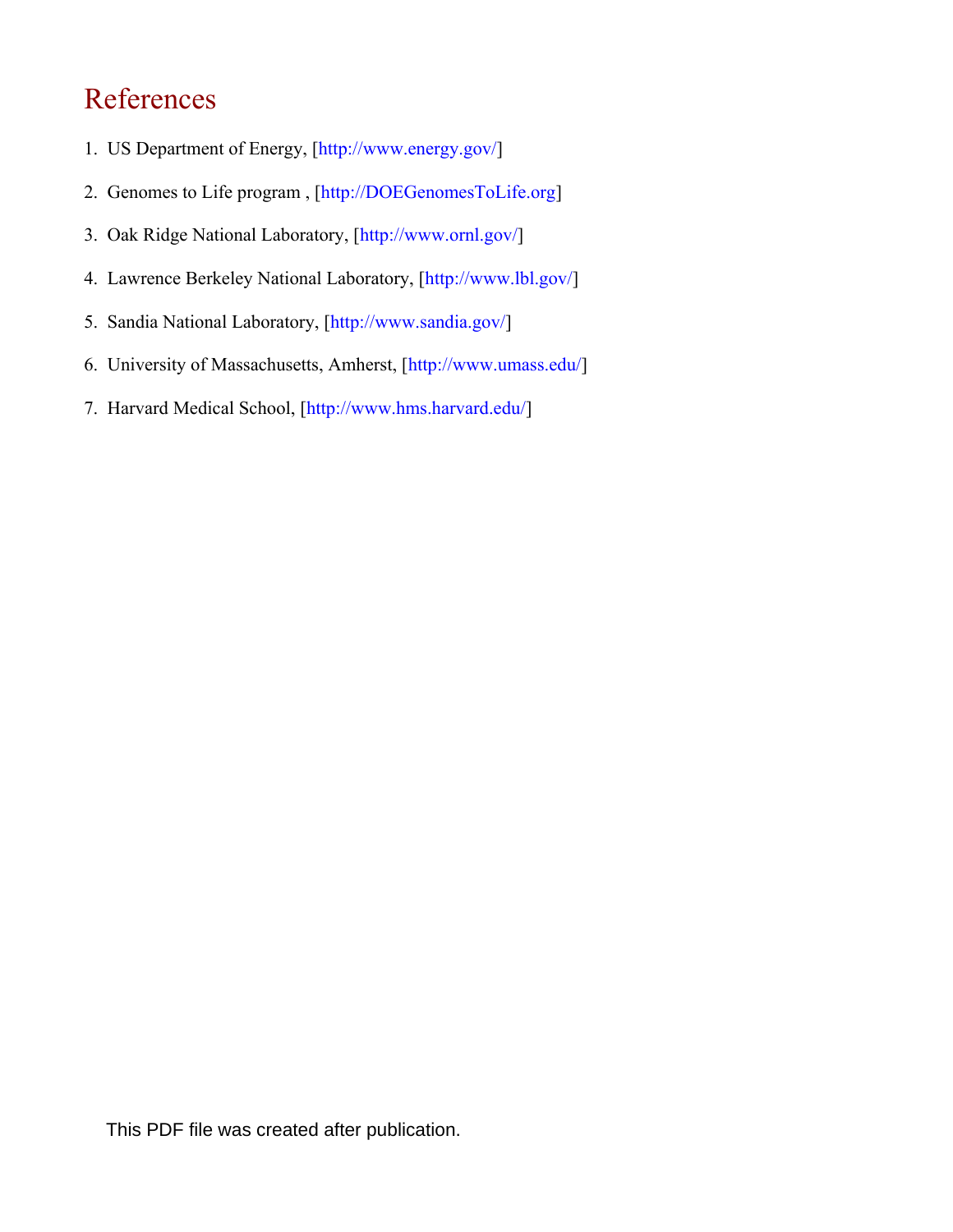## References

1. US Department of Energy, [http://www.energy.gov/]
2. Genomes to Life program , [http://DOEGenomesToLife.org]
3. Oak Ridge National Laboratory, [http://www.ornl.gov/]
4. Lawrence Berkeley National Laboratory, [http://www.lbl.gov/]
5. Sandia National Laboratory, [http://www.sandia.gov/]
6. University of Massachusetts, Amherst, [http://www.umass.edu/]
7. Harvard Medical School, [http://www.hms.harvard.edu/]

This PDF file was created after publication.